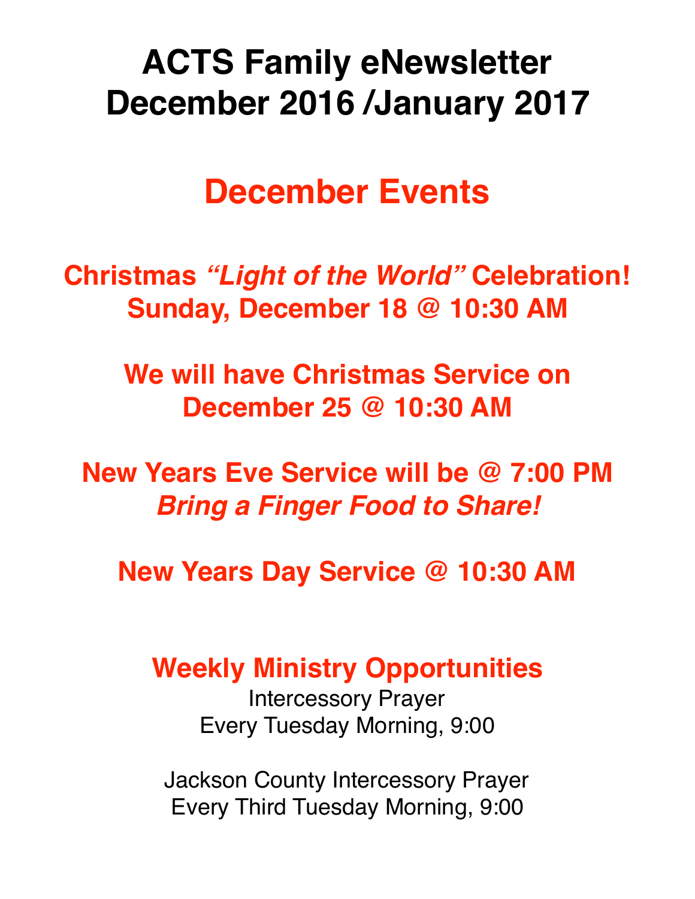# ACTS Family eNewsletter
# December 2016 /January 2017

## December Events

**Christmas *"Light of the World"* Celebration!**
**Sunday, December 18 @ 10:30 AM**

**We will have Christmas Service on December 25 @ 10:30 AM**

**New Years Eve Service will be @ 7:00 PM**
***Bring a Finger Food to Share!***

**New Years Day Service @ 10:30 AM**

## Weekly Ministry Opportunities

Intercessory Prayer
Every Tuesday Morning, 9:00

Jackson County Intercessory Prayer
Every Third Tuesday Morning, 9:00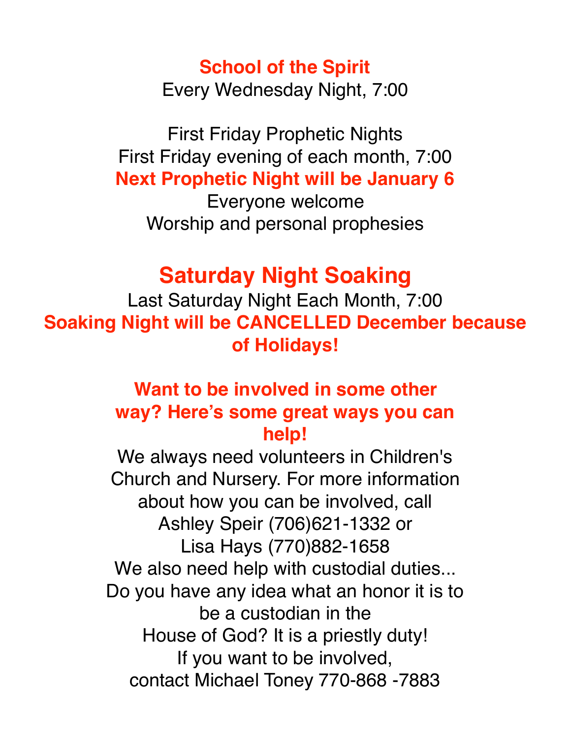**School of the Spirit**

Every Wednesday Night, 7:00

First Friday Prophetic Nights

First Friday evening of each month, 7:00

**Next Prophetic Night will be January 6**

Everyone welcome

Worship and personal prophesies

## Saturday Night Soaking

Last Saturday Night Each Month, 7:00

**Soaking Night will be CANCELLED December because of Holidays!**

**Want to be involved in some other way? Here's some great ways you can help!**

We always need volunteers in Children's Church and Nursery. For more information about how you can be involved, call Ashley Speir (706)621-1332 or Lisa Hays (770)882-1658

We also need help with custodial duties... Do you have any idea what an honor it is to be a custodian in the House of God? It is a priestly duty! If you want to be involved, contact Michael Toney 770-868 -7883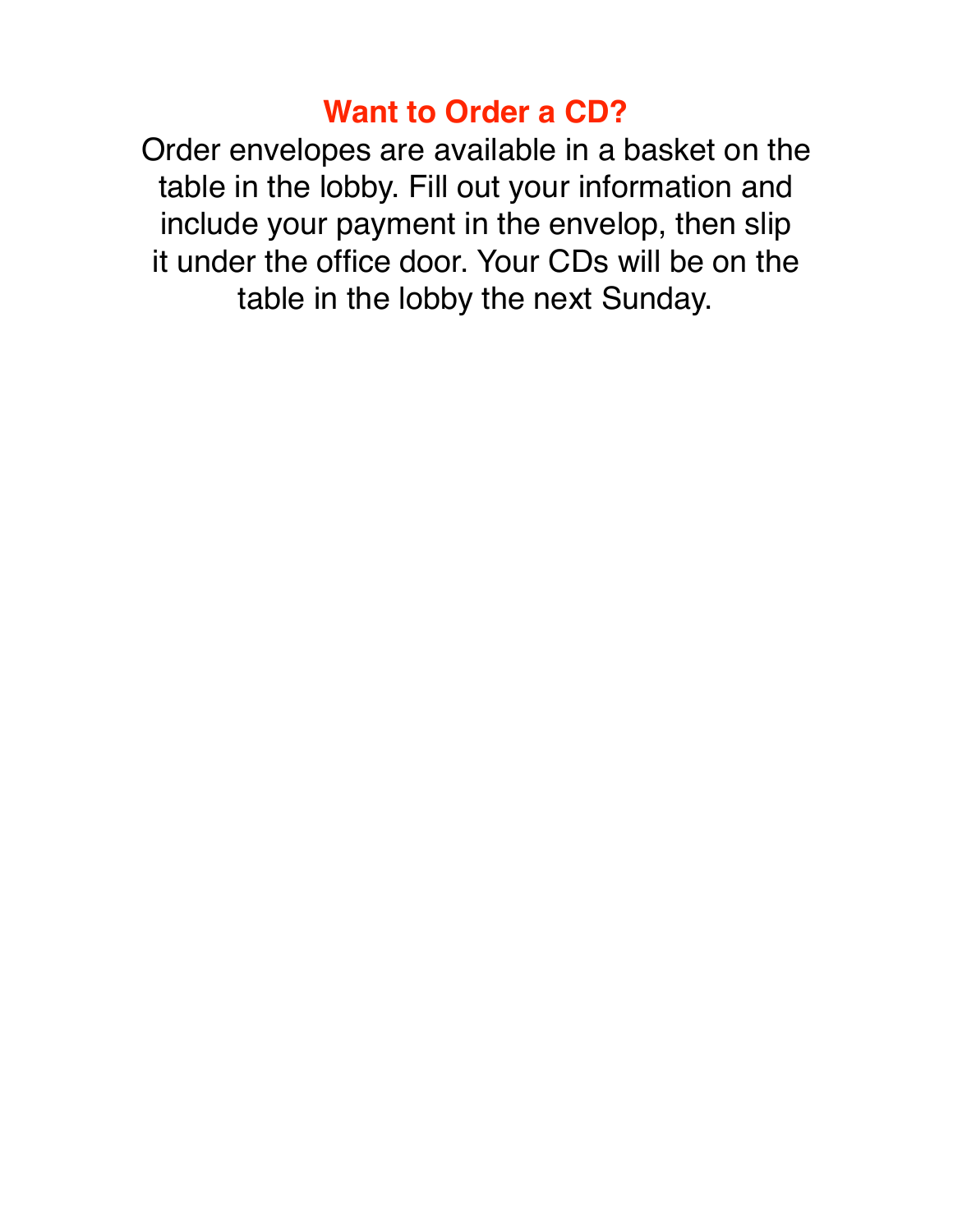## Want to Order a CD?

Order envelopes are available in a basket on the table in the lobby. Fill out your information and include your payment in the envelop, then slip it under the office door. Your CDs will be on the table in the lobby the next Sunday.